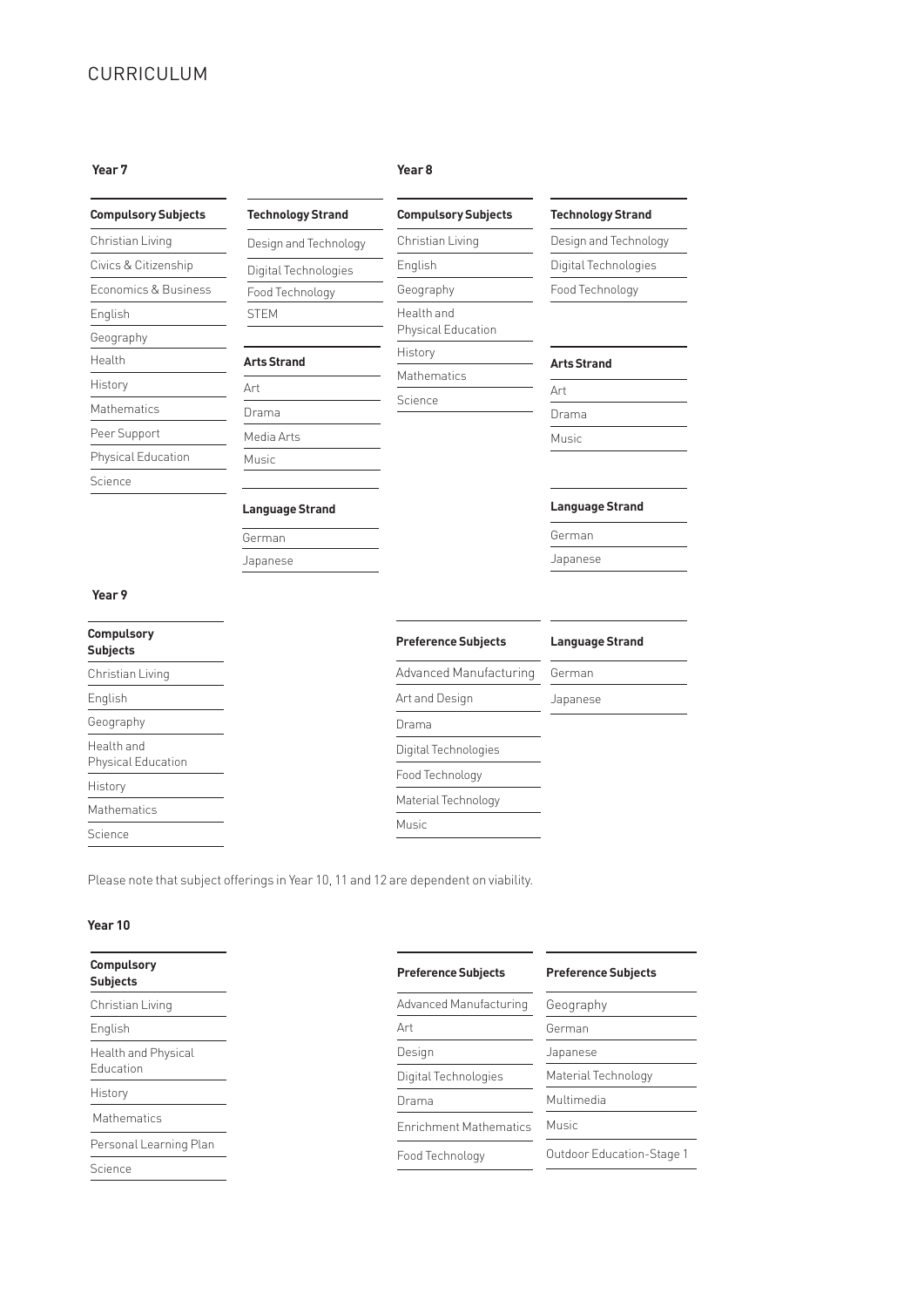# CURRICULUM

## Year 7

| Compulsory Subjects |
| --- |
| Christian Living |
| Civics & Citizenship |
| Economics & Business |
| English |
| Geography |
| Health |
| History |
| Mathematics |
| Peer Support |
| Physical Education |
| Science |

| Technology Strand |
| --- |
| Design and Technology |
| Digital Technologies |
| Food Technology |
| STEM |

| Arts Strand |
| --- |
| Art |
| Drama |
| Media Arts |
| Music |

| Language Strand |
| --- |
| German |
| Japanese |

## Year 8

| Compulsory Subjects |
| --- |
| Christian Living |
| English |
| Geography |
| Health and Physical Education |
| History |
| Mathematics |
| Science |

| Technology Strand |
| --- |
| Design and Technology |
| Digital Technologies |
| Food Technology |

| Arts Strand |
| --- |
| Art |
| Drama |
| Music |

| Language Strand |
| --- |
| German |
| Japanese |

## Year 9

| Compulsory Subjects |
| --- |
| Christian Living |
| English |
| Geography |
| Health and Physical Education |
| History |
| Mathematics |
| Science |

| Preference Subjects |
| --- |
| Advanced Manufacturing |
| Art and Design |
| Drama |
| Digital Technologies |
| Food Technology |
| Material Technology |
| Music |

| Language Strand |
| --- |
| German |
| Japanese |

Please note that subject offerings in Year 10, 11 and 12 are dependent on viability.

## Year 10

| Compulsory Subjects |
| --- |
| Christian Living |
| English |
| Health and Physical Education |
| History |
| Mathematics |
| Personal Learning Plan |
| Science |

| Preference Subjects |
| --- |
| Advanced Manufacturing |
| Art |
| Design |
| Digital Technologies |
| Drama |
| Enrichment Mathematics |
| Food Technology |

| Preference Subjects |
| --- |
| Geography |
| German |
| Japanese |
| Material Technology |
| Multimedia |
| Music |
| Outdoor Education-Stage 1 |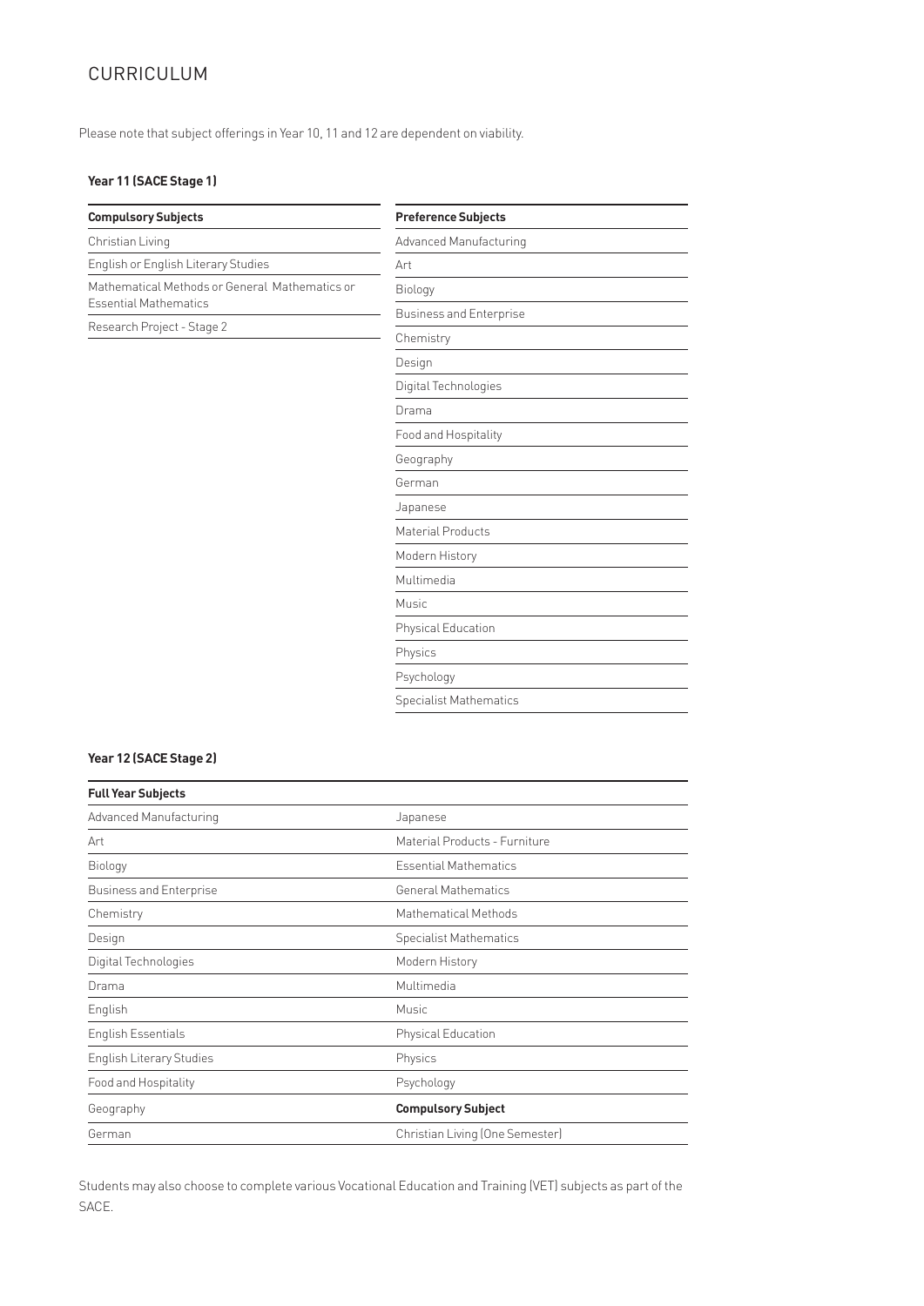# CURRICULUM

Please note that subject offerings in Year 10, 11 and 12 are dependent on viability.

### Year 11 (SACE Stage 1)

| Compulsory Subjects | Preference Subjects |
|---|---|
| Christian Living | Advanced Manufacturing |
| English or English Literary Studies | Art |
| Mathematical Methods or General Mathematics or Essential Mathematics | Biology |
| Research Project - Stage 2 | Business and Enterprise |
| | Chemistry |
| | Design |
| | Digital Technologies |
| | Drama |
| | Food and Hospitality |
| | Geography |
| | German |
| | Japanese |
| | Material Products |
| | Modern History |
| | Multimedia |
| | Music |
| | Physical Education |
| | Physics |
| | Psychology |
| | Specialist Mathematics |

### Year 12 (SACE Stage 2)

| Full Year Subjects | |
|---|---|
| Advanced Manufacturing | Japanese |
| Art | Material Products - Furniture |
| Biology | Essential Mathematics |
| Business and Enterprise | General Mathematics |
| Chemistry | Mathematical Methods |
| Design | Specialist Mathematics |
| Digital Technologies | Modern History |
| Drama | Multimedia |
| English | Music |
| English Essentials | Physical Education |
| English Literary Studies | Physics |
| Food and Hospitality | Psychology |
| Geography | **Compulsory Subject** |
| German | Christian Living (One Semester) |

Students may also choose to complete various Vocational Education and Training (VET) subjects as part of the SACE.